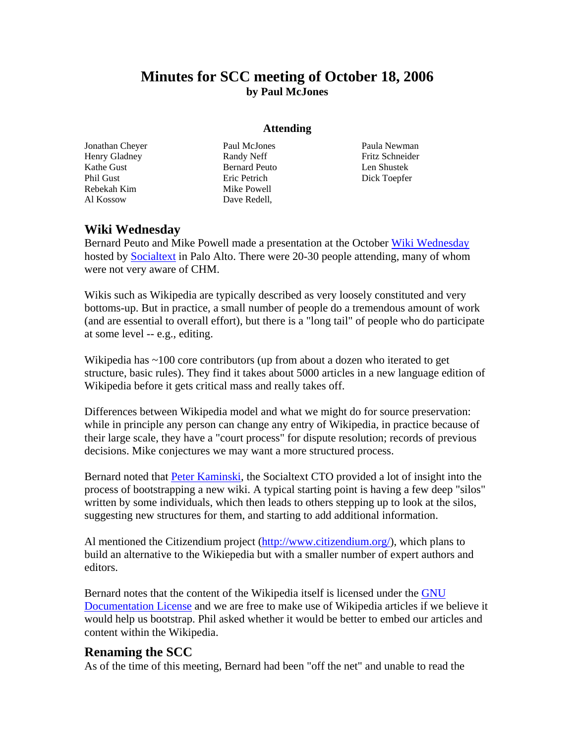# Minutes for SCC meeting of October 18, 2006

**by Paul McJones**

### Attending

Jonathan Cheyer
Henry Gladney
Kathe Gust
Phil Gust
Rebekah Kim
Al Kossow
Paul McJones
Randy Neff
Bernard Peuto
Eric Petrich
Mike Powell
Dave Redell,
Paula Newman
Fritz Schneider
Len Shustek
Dick Toepfer

## Wiki Wednesday

Bernard Peuto and Mike Powell made a presentation at the October [Wiki Wednesday]() hosted by [Socialtext]() in Palo Alto. There were 20-30 people attending, many of whom were not very aware of CHM.

Wikis such as Wikipedia are typically described as very loosely constituted and very bottoms-up. But in practice, a small number of people do a tremendous amount of work (and are essential to overall effort), but there is a "long tail" of people who do participate at some level -- e.g., editing.

Wikipedia has ~100 core contributors (up from about a dozen who iterated to get structure, basic rules). They find it takes about 5000 articles in a new language edition of Wikipedia before it gets critical mass and really takes off.

Differences between Wikipedia model and what we might do for source preservation: while in principle any person can change any entry of Wikipedia, in practice because of their large scale, they have a "court process" for dispute resolution; records of previous decisions. Mike conjectures we may want a more structured process.

Bernard noted that [Peter Kaminski](), the Socialtext CTO provided a lot of insight into the process of bootstrapping a new wiki. A typical starting point is having a few deep "silos" written by some individuals, which then leads to others stepping up to look at the silos, suggesting new structures for them, and starting to add additional information.

Al mentioned the Citizendium project ([http://www.citizendium.org/](http://www.citizendium.org/)), which plans to build an alternative to the Wikiepedia but with a smaller number of expert authors and editors.

Bernard notes that the content of the Wikipedia itself is licensed under the [GNU Documentation License]() and we are free to make use of Wikipedia articles if we believe it would help us bootstrap. Phil asked whether it would be better to embed our articles and content within the Wikipedia.

## Renaming the SCC

As of the time of this meeting, Bernard had been "off the net" and unable to read the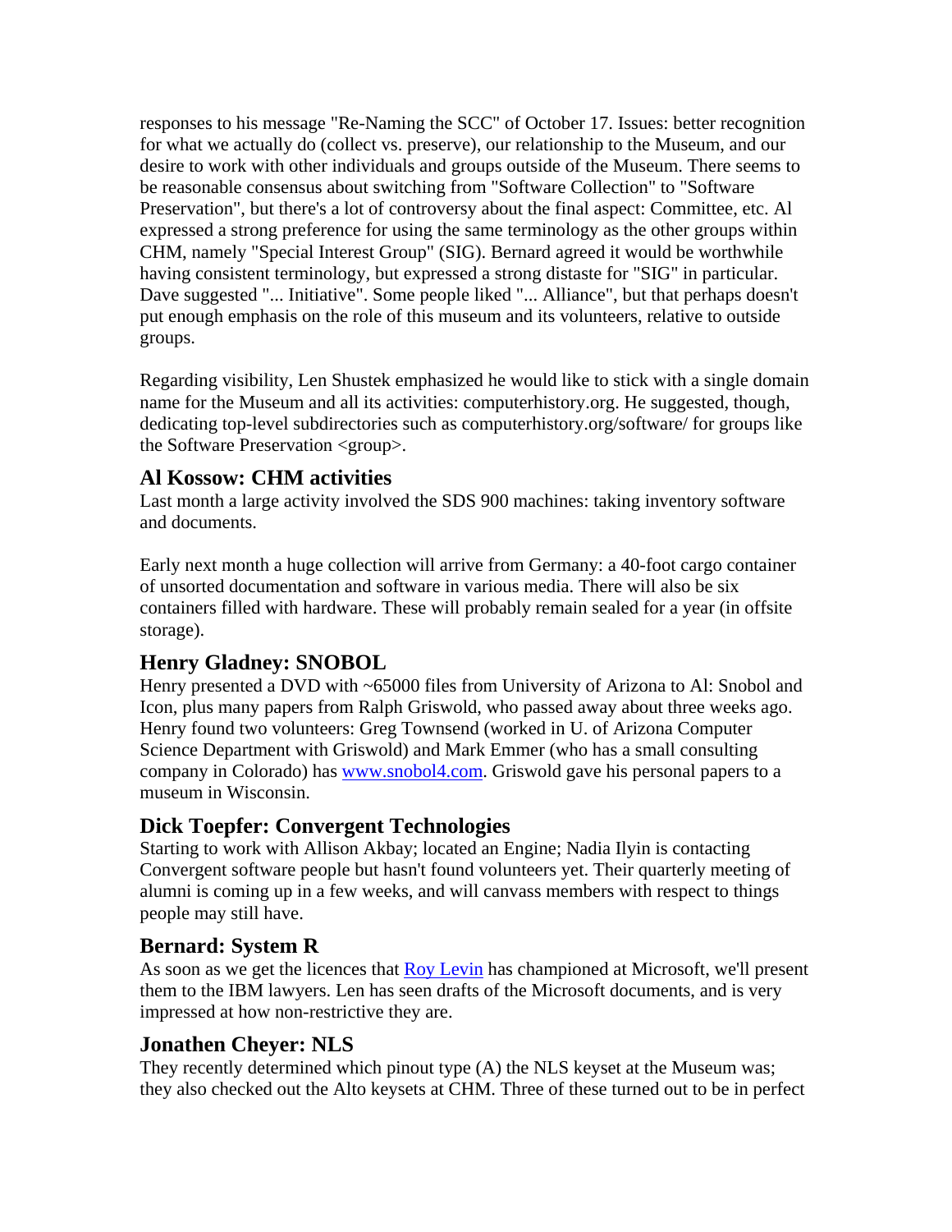responses to his message "Re-Naming the SCC" of October 17. Issues: better recognition for what we actually do (collect vs. preserve), our relationship to the Museum, and our desire to work with other individuals and groups outside of the Museum. There seems to be reasonable consensus about switching from "Software Collection" to "Software Preservation", but there's a lot of controversy about the final aspect: Committee, etc. Al expressed a strong preference for using the same terminology as the other groups within CHM, namely "Special Interest Group" (SIG). Bernard agreed it would be worthwhile having consistent terminology, but expressed a strong distaste for "SIG" in particular. Dave suggested "... Initiative". Some people liked "... Alliance", but that perhaps doesn't put enough emphasis on the role of this museum and its volunteers, relative to outside groups.

Regarding visibility, Len Shustek emphasized he would like to stick with a single domain name for the Museum and all its activities: computerhistory.org. He suggested, though, dedicating top-level subdirectories such as computerhistory.org/software/ for groups like the Software Preservation <group>.

### Al Kossow: CHM activities

Last month a large activity involved the SDS 900 machines: taking inventory software and documents.

Early next month a huge collection will arrive from Germany: a 40-foot cargo container of unsorted documentation and software in various media. There will also be six containers filled with hardware. These will probably remain sealed for a year (in offsite storage).

### Henry Gladney: SNOBOL

Henry presented a DVD with ~65000 files from University of Arizona to Al: Snobol and Icon, plus many papers from Ralph Griswold, who passed away about three weeks ago. Henry found two volunteers: Greg Townsend (worked in U. of Arizona Computer Science Department with Griswold) and Mark Emmer (who has a small consulting company in Colorado) has [www.snobol4.com](http://www.snobol4.com). Griswold gave his personal papers to a museum in Wisconsin.

### Dick Toepfer: Convergent Technologies

Starting to work with Allison Akbay; located an Engine; Nadia Ilyin is contacting Convergent software people but hasn't found volunteers yet. Their quarterly meeting of alumni is coming up in a few weeks, and will canvass members with respect to things people may still have.

### Bernard: System R

As soon as we get the licences that [Roy Levin] has championed at Microsoft, we'll present them to the IBM lawyers. Len has seen drafts of the Microsoft documents, and is very impressed at how non-restrictive they are.

### Jonathen Cheyer: NLS

They recently determined which pinout type (A) the NLS keyset at the Museum was; they also checked out the Alto keysets at CHM. Three of these turned out to be in perfect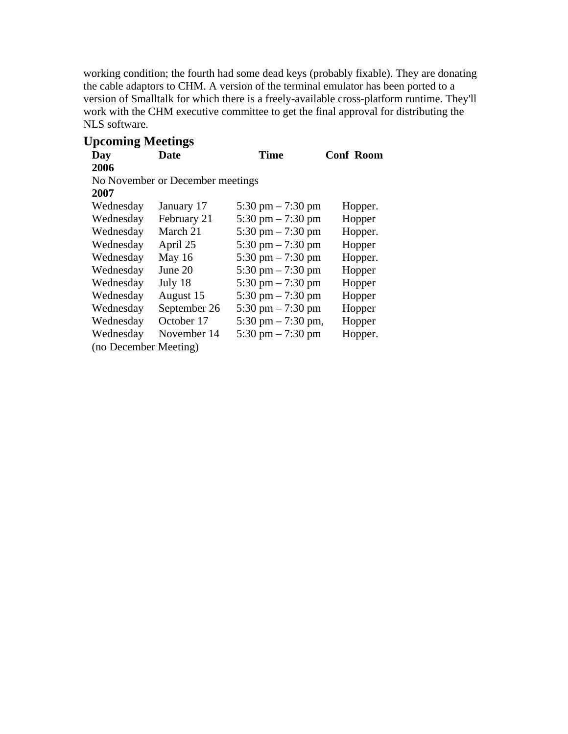working condition; the fourth had some dead keys (probably fixable). They are donating the cable adaptors to CHM. A version of the terminal emulator has been ported to a version of Smalltalk for which there is a freely-available cross-platform runtime. They'll work with the CHM executive committee to get the final approval for distributing the NLS software.

## Upcoming Meetings

| Day | Date | Time | Conf Room |
|---|---|---|---|
| **2006** | | | |
| No November or December meetings | | | |
| **2007** | | | |
| Wednesday | January 17 | 5:30 pm – 7:30 pm | Hopper. |
| Wednesday | February 21 | 5:30 pm – 7:30 pm | Hopper |
| Wednesday | March 21 | 5:30 pm – 7:30 pm | Hopper. |
| Wednesday | April 25 | 5:30 pm – 7:30 pm | Hopper |
| Wednesday | May 16 | 5:30 pm – 7:30 pm | Hopper. |
| Wednesday | June 20 | 5:30 pm – 7:30 pm | Hopper |
| Wednesday | July 18 | 5:30 pm – 7:30 pm | Hopper |
| Wednesday | August 15 | 5:30 pm – 7:30 pm | Hopper |
| Wednesday | September 26 | 5:30 pm – 7:30 pm | Hopper |
| Wednesday | October 17 | 5:30 pm – 7:30 pm, | Hopper |
| Wednesday | November 14 | 5:30 pm – 7:30 pm | Hopper. |
| (no December Meeting) | | | |